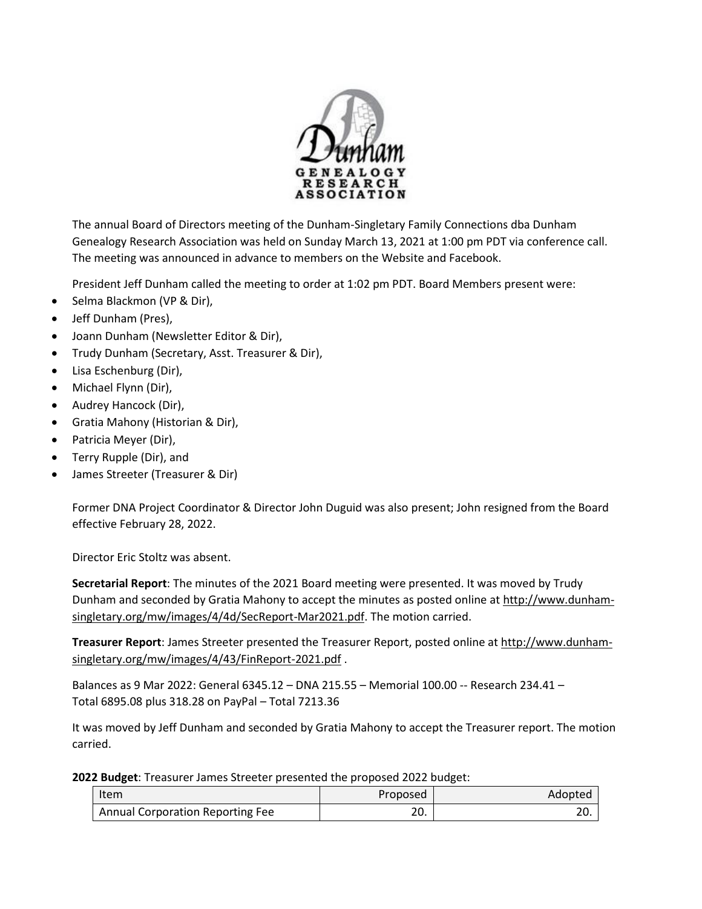The annual Board of Directors meeting of the Dunham-Singletary Family Connections dba Dunham Genealogy Research Association was held on Sunday March 13, 2021 at 1:00 pm PDT via conference call. The meeting was announced in advance to members on the Website and Facebook.

President Jeff Dunham called the meeting to order at 1:02 pm PDT. Board Members present were:

- Selma Blackmon (VP & Dir),
- Jeff Dunham (Pres),
- Joann Dunham (Newsletter Editor & Dir),
- Trudy Dunham (Secretary, Asst. Treasurer & Dir),
- Lisa Eschenburg (Dir),
- Michael Flynn (Dir),
- Audrey Hancock (Dir),
- Gratia Mahony (Historian & Dir),
- Patricia Meyer (Dir),
- Terry Rupple (Dir), and
- James Streeter (Treasurer & Dir)

Former DNA Project Coordinator & Director John Duguid was also present; John resigned from the Board effective February 28, 2022.

Director Eric Stoltz was absent.

**Secretarial Report**: The minutes of the 2021 Board meeting were presented. It was moved by Trudy Dunham and seconded by Gratia Mahony to accept the minutes as posted online at http://www.dunham-singletary.org/mw/images/4/4d/SecReport-Mar2021.pdf. The motion carried.

**Treasurer Report**: James Streeter presented the Treasurer Report, posted online at http://www.dunham-singletary.org/mw/images/4/43/FinReport-2021.pdf .

Balances as 9 Mar 2022: General 6345.12 – DNA 215.55 – Memorial 100.00 -- Research 234.41 – Total 6895.08 plus 318.28 on PayPal – Total 7213.36

It was moved by Jeff Dunham and seconded by Gratia Mahony to accept the Treasurer report. The motion carried.

**2022 Budget**: Treasurer James Streeter presented the proposed 2022 budget:

| Item | Proposed | Adopted |
|---|---|---|
| Annual Corporation Reporting Fee | 20. | 20. |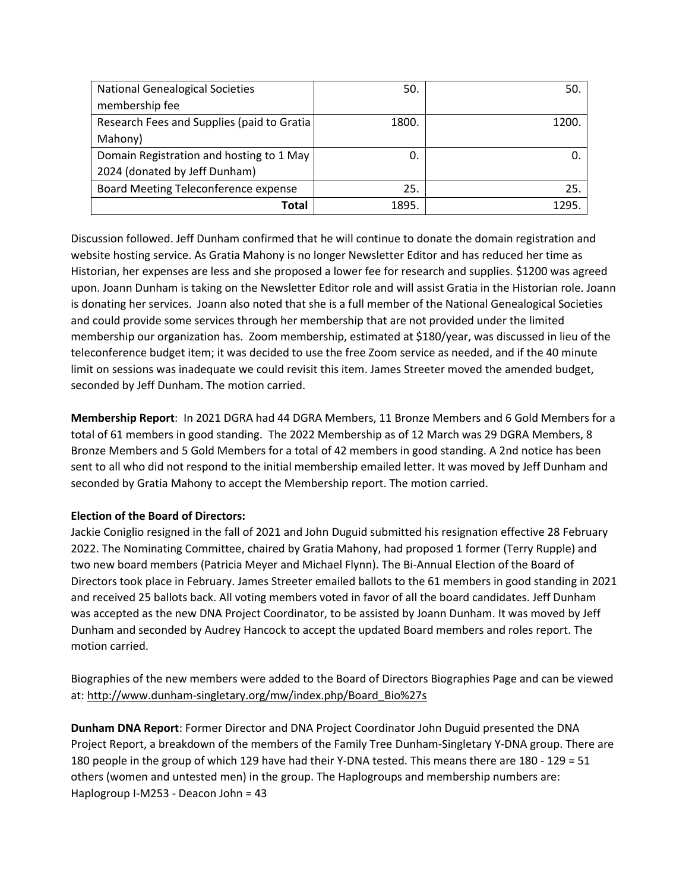| National Genealogical Societies membership fee | 50. | 50. |
|---|---|---|
| Research Fees and Supplies (paid to Gratia Mahony) | 1800. | 1200. |
| Domain Registration and hosting to 1 May 2024 (donated by Jeff Dunham) | 0. | 0. |
| Board Meeting Teleconference expense | 25. | 25. |
| **Total** | 1895. | 1295. |

Discussion followed. Jeff Dunham confirmed that he will continue to donate the domain registration and website hosting service. As Gratia Mahony is no longer Newsletter Editor and has reduced her time as Historian, her expenses are less and she proposed a lower fee for research and supplies. $1200 was agreed upon. Joann Dunham is taking on the Newsletter Editor role and will assist Gratia in the Historian role. Joann is donating her services. Joann also noted that she is a full member of the National Genealogical Societies and could provide some services through her membership that are not provided under the limited membership our organization has. Zoom membership, estimated at $180/year, was discussed in lieu of the teleconference budget item; it was decided to use the free Zoom service as needed, and if the 40 minute limit on sessions was inadequate we could revisit this item. James Streeter moved the amended budget, seconded by Jeff Dunham. The motion carried.

**Membership Report**: In 2021 DGRA had 44 DGRA Members, 11 Bronze Members and 6 Gold Members for a total of 61 members in good standing. The 2022 Membership as of 12 March was 29 DGRA Members, 8 Bronze Members and 5 Gold Members for a total of 42 members in good standing. A 2nd notice has been sent to all who did not respond to the initial membership emailed letter. It was moved by Jeff Dunham and seconded by Gratia Mahony to accept the Membership report. The motion carried.

**Election of the Board of Directors:**

Jackie Coniglio resigned in the fall of 2021 and John Duguid submitted his resignation effective 28 February 2022. The Nominating Committee, chaired by Gratia Mahony, had proposed 1 former (Terry Rupple) and two new board members (Patricia Meyer and Michael Flynn). The Bi-Annual Election of the Board of Directors took place in February. James Streeter emailed ballots to the 61 members in good standing in 2021 and received 25 ballots back. All voting members voted in favor of all the board candidates. Jeff Dunham was accepted as the new DNA Project Coordinator, to be assisted by Joann Dunham. It was moved by Jeff Dunham and seconded by Audrey Hancock to accept the updated Board members and roles report. The motion carried.

Biographies of the new members were added to the Board of Directors Biographies Page and can be viewed at: http://www.dunham-singletary.org/mw/index.php/Board_Bio%27s

**Dunham DNA Report**: Former Director and DNA Project Coordinator John Duguid presented the DNA Project Report, a breakdown of the members of the Family Tree Dunham-Singletary Y-DNA group. There are 180 people in the group of which 129 have had their Y-DNA tested. This means there are 180 - 129 = 51 others (women and untested men) in the group. The Haplogroups and membership numbers are:

Haplogroup I-M253 - Deacon John = 43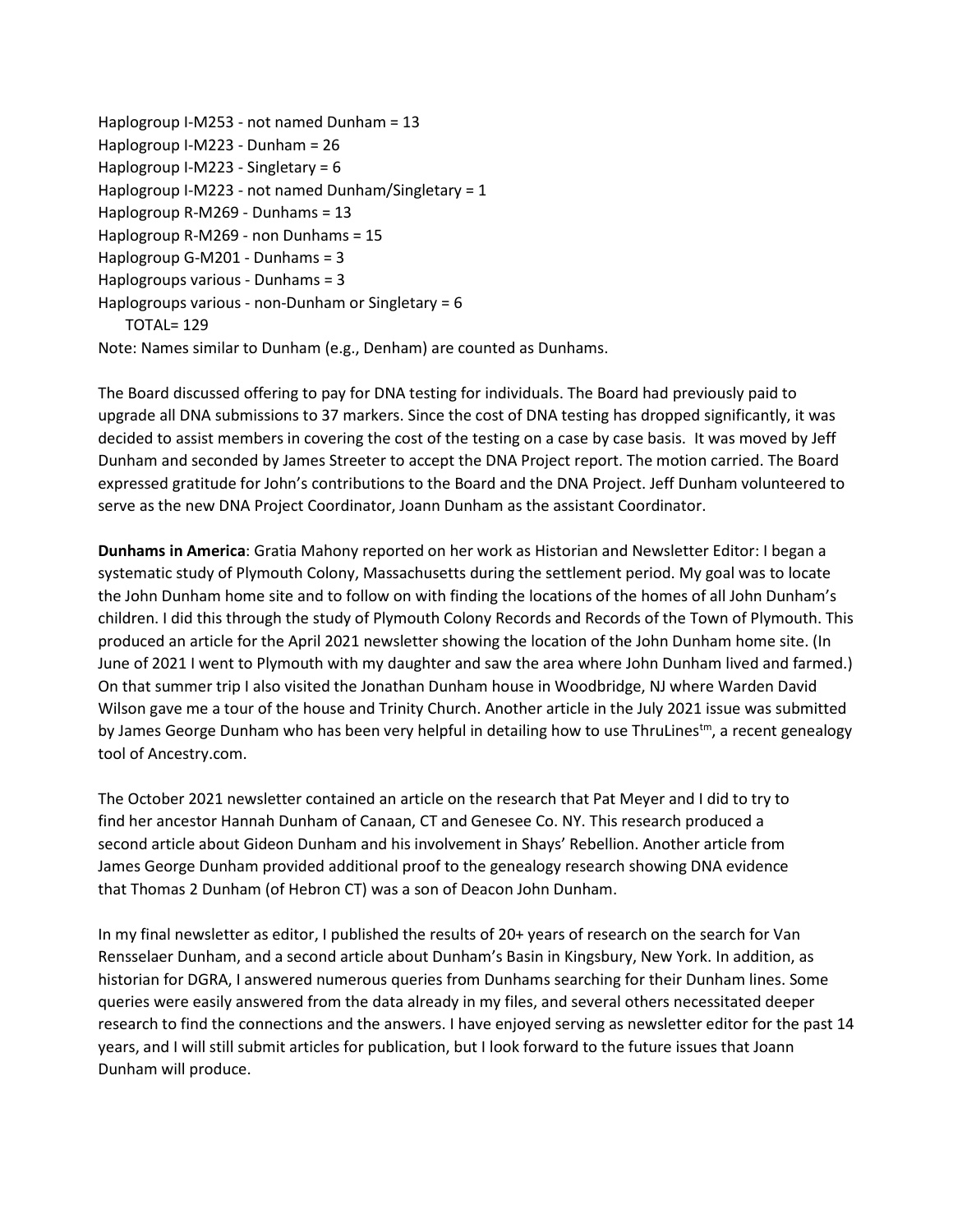Haplogroup I-M253 - not named Dunham = 13
Haplogroup I-M223 - Dunham = 26
Haplogroup I-M223 - Singletary = 6
Haplogroup I-M223 - not named Dunham/Singletary = 1
Haplogroup R-M269 - Dunhams = 13
Haplogroup R-M269 - non Dunhams = 15
Haplogroup G-M201 - Dunhams = 3
Haplogroups various - Dunhams = 3
Haplogroups various - non-Dunham or Singletary = 6
TOTAL= 129

Note: Names similar to Dunham (e.g., Denham) are counted as Dunhams.

The Board discussed offering to pay for DNA testing for individuals. The Board had previously paid to upgrade all DNA submissions to 37 markers. Since the cost of DNA testing has dropped significantly, it was decided to assist members in covering the cost of the testing on a case by case basis. It was moved by Jeff Dunham and seconded by James Streeter to accept the DNA Project report. The motion carried. The Board expressed gratitude for John's contributions to the Board and the DNA Project. Jeff Dunham volunteered to serve as the new DNA Project Coordinator, Joann Dunham as the assistant Coordinator.

**Dunhams in America**: Gratia Mahony reported on her work as Historian and Newsletter Editor: I began a systematic study of Plymouth Colony, Massachusetts during the settlement period. My goal was to locate the John Dunham home site and to follow on with finding the locations of the homes of all John Dunham's children. I did this through the study of Plymouth Colony Records and Records of the Town of Plymouth. This produced an article for the April 2021 newsletter showing the location of the John Dunham home site. (In June of 2021 I went to Plymouth with my daughter and saw the area where John Dunham lived and farmed.) On that summer trip I also visited the Jonathan Dunham house in Woodbridge, NJ where Warden David Wilson gave me a tour of the house and Trinity Church. Another article in the July 2021 issue was submitted by James George Dunham who has been very helpful in detailing how to use ThruLines™, a recent genealogy tool of Ancestry.com.

The October 2021 newsletter contained an article on the research that Pat Meyer and I did to try to find her ancestor Hannah Dunham of Canaan, CT and Genesee Co. NY. This research produced a second article about Gideon Dunham and his involvement in Shays' Rebellion. Another article from James George Dunham provided additional proof to the genealogy research showing DNA evidence that Thomas 2 Dunham (of Hebron CT) was a son of Deacon John Dunham.

In my final newsletter as editor, I published the results of 20+ years of research on the search for Van Rensselaer Dunham, and a second article about Dunham's Basin in Kingsbury, New York. In addition, as historian for DGRA, I answered numerous queries from Dunhams searching for their Dunham lines. Some queries were easily answered from the data already in my files, and several others necessitated deeper research to find the connections and the answers. I have enjoyed serving as newsletter editor for the past 14 years, and I will still submit articles for publication, but I look forward to the future issues that Joann Dunham will produce.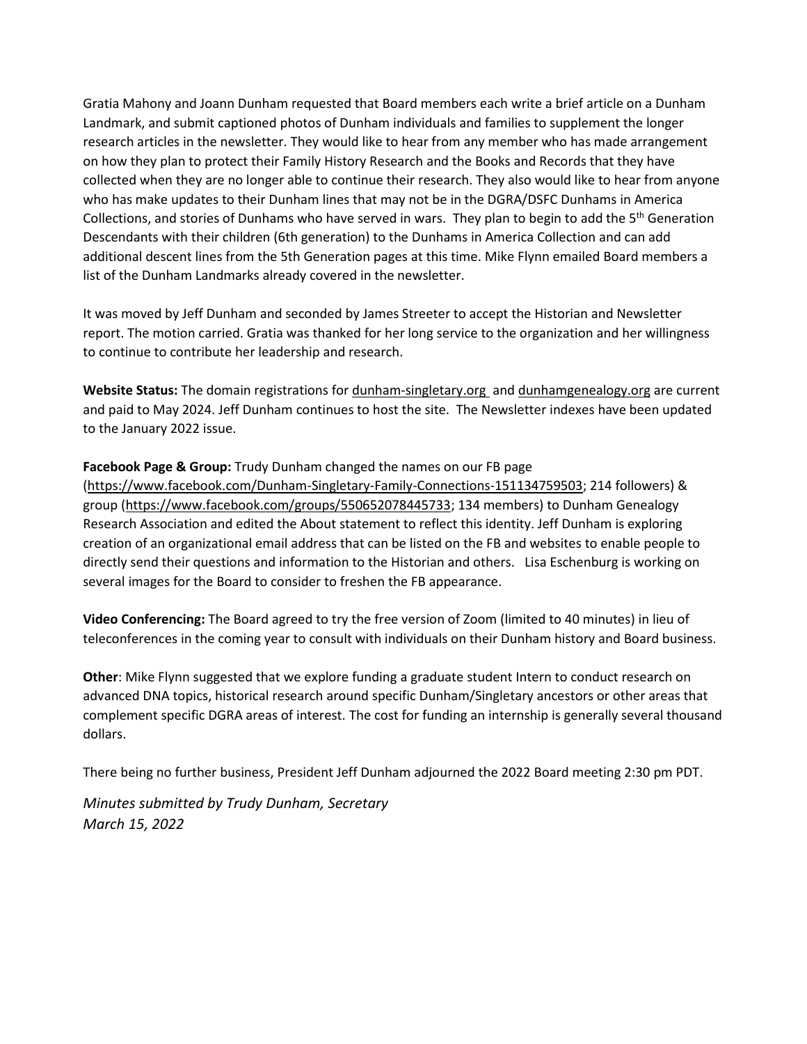Gratia Mahony and Joann Dunham requested that Board members each write a brief article on a Dunham Landmark, and submit captioned photos of Dunham individuals and families to supplement the longer research articles in the newsletter. They would like to hear from any member who has made arrangement on how they plan to protect their Family History Research and the Books and Records that they have collected when they are no longer able to continue their research. They also would like to hear from anyone who has make updates to their Dunham lines that may not be in the DGRA/DSFC Dunhams in America Collections, and stories of Dunhams who have served in wars. They plan to begin to add the 5th Generation Descendants with their children (6th generation) to the Dunhams in America Collection and can add additional descent lines from the 5th Generation pages at this time. Mike Flynn emailed Board members a list of the Dunham Landmarks already covered in the newsletter.

It was moved by Jeff Dunham and seconded by James Streeter to accept the Historian and Newsletter report. The motion carried. Gratia was thanked for her long service to the organization and her willingness to continue to contribute her leadership and research.

**Website Status:** The domain registrations for dunham-singletary.org and dunhamgenealogy.org are current and paid to May 2024. Jeff Dunham continues to host the site. The Newsletter indexes have been updated to the January 2022 issue.

**Facebook Page & Group:** Trudy Dunham changed the names on our FB page (https://www.facebook.com/Dunham-Singletary-Family-Connections-151134759503; 214 followers) & group (https://www.facebook.com/groups/550652078445733; 134 members) to Dunham Genealogy Research Association and edited the About statement to reflect this identity. Jeff Dunham is exploring creation of an organizational email address that can be listed on the FB and websites to enable people to directly send their questions and information to the Historian and others. Lisa Eschenburg is working on several images for the Board to consider to freshen the FB appearance.

**Video Conferencing:** The Board agreed to try the free version of Zoom (limited to 40 minutes) in lieu of teleconferences in the coming year to consult with individuals on their Dunham history and Board business.

**Other**: Mike Flynn suggested that we explore funding a graduate student Intern to conduct research on advanced DNA topics, historical research around specific Dunham/Singletary ancestors or other areas that complement specific DGRA areas of interest. The cost for funding an internship is generally several thousand dollars.

There being no further business, President Jeff Dunham adjourned the 2022 Board meeting 2:30 pm PDT.

*Minutes submitted by Trudy Dunham, Secretary*
*March 15, 2022*